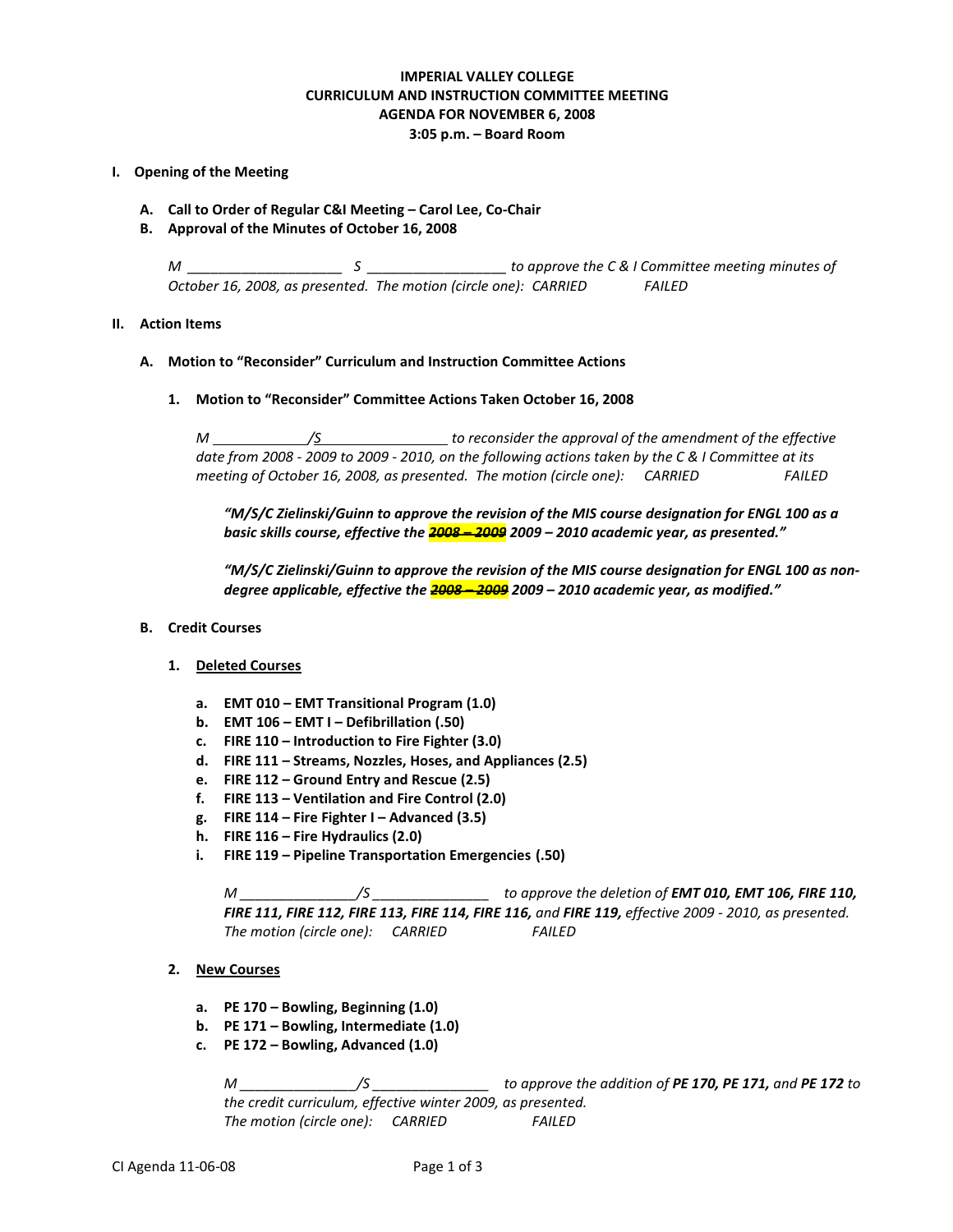**IMPERIAL VALLEY COLLEGE**
**CURRICULUM AND INSTRUCTION COMMITTEE MEETING**
**AGENDA FOR NOVEMBER 6, 2008**
**3:05 p.m. – Board Room**

## I. Opening of the Meeting

**A. Call to Order of Regular C&I Meeting – Carol Lee, Co-Chair**

**B. Approval of the Minutes of October 16, 2008**

*M ____________________ S __________________ to approve the C & I Committee meeting minutes of October 16, 2008, as presented. The motion (circle one): CARRIED FAILED*

## II. Action Items

**A. Motion to "Reconsider" Curriculum and Instruction Committee Actions**

**1. Motion to "Reconsider" Committee Actions Taken October 16, 2008**

*M ____________/S________________ to reconsider the approval of the amendment of the effective date from 2008 - 2009 to 2009 - 2010, on the following actions taken by the C & I Committee at its meeting of October 16, 2008, as presented. The motion (circle one): CARRIED FAILED*

***"M/S/C Zielinski/Guinn to approve the revision of the MIS course designation for ENGL 100 as a basic skills course, effective the ~~2008 – 2009~~ 2009 – 2010 academic year, as presented."***

***"M/S/C Zielinski/Guinn to approve the revision of the MIS course designation for ENGL 100 as non-degree applicable, effective the ~~2008 – 2009~~ 2009 – 2010 academic year, as modified."***

**B. Credit Courses**

**1. Deleted Courses**

- **a. EMT 010 – EMT Transitional Program (1.0)**
- **b. EMT 106 – EMT I – Defibrillation (.50)**
- **c. FIRE 110 – Introduction to Fire Fighter (3.0)**
- **d. FIRE 111 – Streams, Nozzles, Hoses, and Appliances (2.5)**
- **e. FIRE 112 – Ground Entry and Rescue (2.5)**
- **f. FIRE 113 – Ventilation and Fire Control (2.0)**
- **g. FIRE 114 – Fire Fighter I – Advanced (3.5)**
- **h. FIRE 116 – Fire Hydraulics (2.0)**
- **i. FIRE 119 – Pipeline Transportation Emergencies (.50)**

*M _______________/S _______________ to approve the deletion of **EMT 010, EMT 106, FIRE 110, FIRE 111, FIRE 112, FIRE 113, FIRE 114, FIRE 116,** and **FIRE 119,** effective 2009 - 2010, as presented. The motion (circle one): CARRIED FAILED*

**2. New Courses**

- **a. PE 170 – Bowling, Beginning (1.0)**
- **b. PE 171 – Bowling, Intermediate (1.0)**
- **c. PE 172 – Bowling, Advanced (1.0)**

*M _______________/S _______________ to approve the addition of **PE 170, PE 171,** and **PE 172** to the credit curriculum, effective winter 2009, as presented. The motion (circle one): CARRIED FAILED*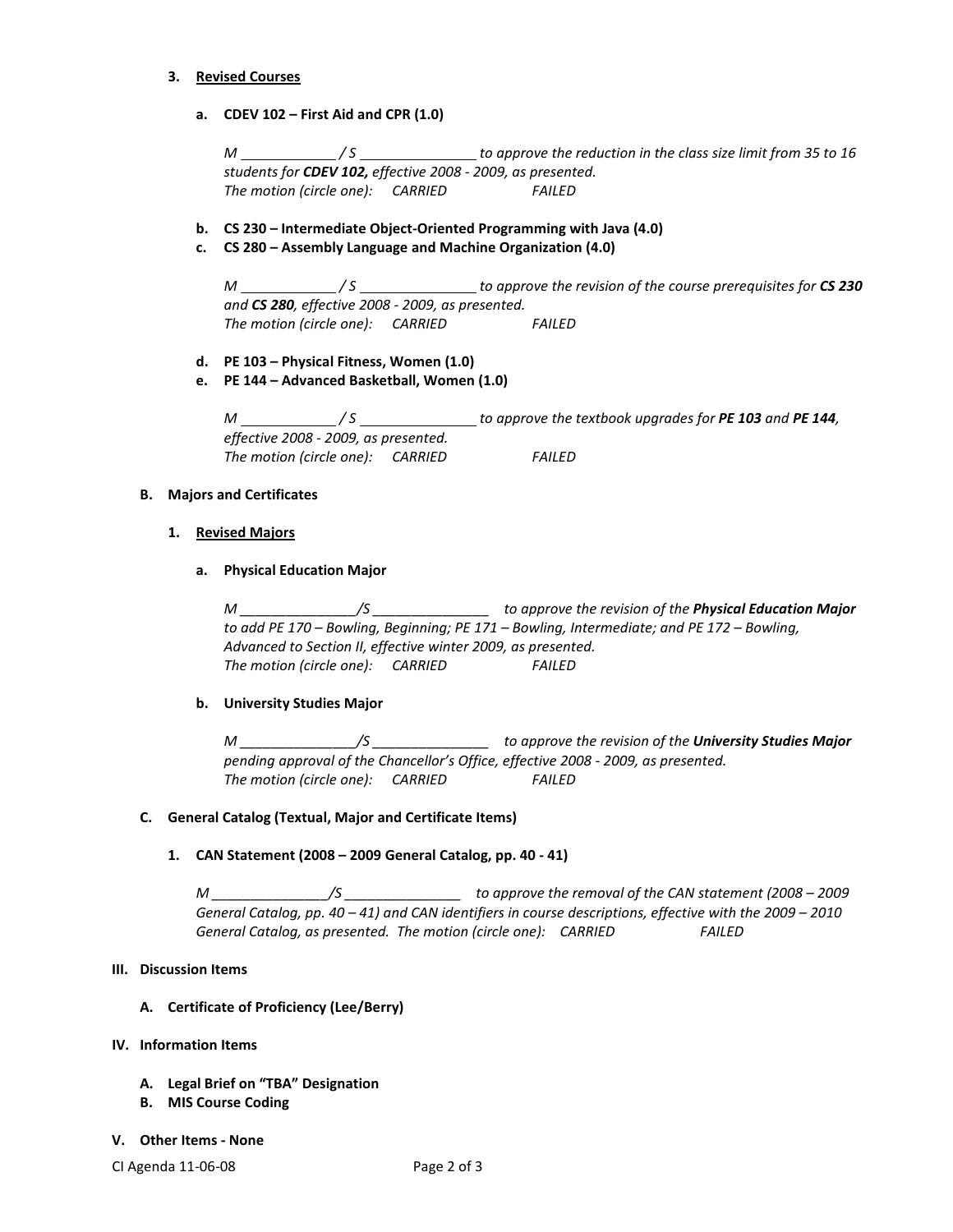3. **Revised Courses**

   a. **CDEV 102 – First Aid and CPR (1.0)**

   *M ____________ / S ______________ to approve the reduction in the class size limit from 35 to 16 students for **CDEV 102,** effective 2008 - 2009, as presented.*
   *The motion (circle one): CARRIED FAILED*

   b. **CS 230 – Intermediate Object-Oriented Programming with Java (4.0)**

   c. **CS 280 – Assembly Language and Machine Organization (4.0)**

   *M ____________ / S ______________ to approve the revision of the course prerequisites for **CS 230** and **CS 280**, effective 2008 - 2009, as presented.*
   *The motion (circle one): CARRIED FAILED*

   d. **PE 103 – Physical Fitness, Women (1.0)**

   e. **PE 144 – Advanced Basketball, Women (1.0)**

   *M ____________ / S ______________ to approve the textbook upgrades for **PE 103** and **PE 144**, effective 2008 - 2009, as presented.*
   *The motion (circle one): CARRIED FAILED*

**B. Majors and Certificates**

1. **Revised Majors**

   a. **Physical Education Major**

   *M _______________/S _______________ to approve the revision of the **Physical Education Major** to add PE 170 – Bowling, Beginning; PE 171 – Bowling, Intermediate; and PE 172 – Bowling, Advanced to Section II, effective winter 2009, as presented.*
   *The motion (circle one): CARRIED FAILED*

   b. **University Studies Major**

   *M _______________/S _______________ to approve the revision of the **University Studies Major** pending approval of the Chancellor's Office, effective 2008 - 2009, as presented.*
   *The motion (circle one): CARRIED FAILED*

**C. General Catalog (Textual, Major and Certificate Items)**

1. **CAN Statement (2008 – 2009 General Catalog, pp. 40 - 41)**

   *M _______________/S _______________ to approve the removal of the CAN statement (2008 – 2009 General Catalog, pp. 40 – 41) and CAN identifiers in course descriptions, effective with the 2009 – 2010 General Catalog, as presented. The motion (circle one): CARRIED FAILED*

**III. Discussion Items**

**A. Certificate of Proficiency (Lee/Berry)**

**IV. Information Items**

**A. Legal Brief on "TBA" Designation**

**B. MIS Course Coding**

**V. Other Items - None**

CI Agenda 11-06-08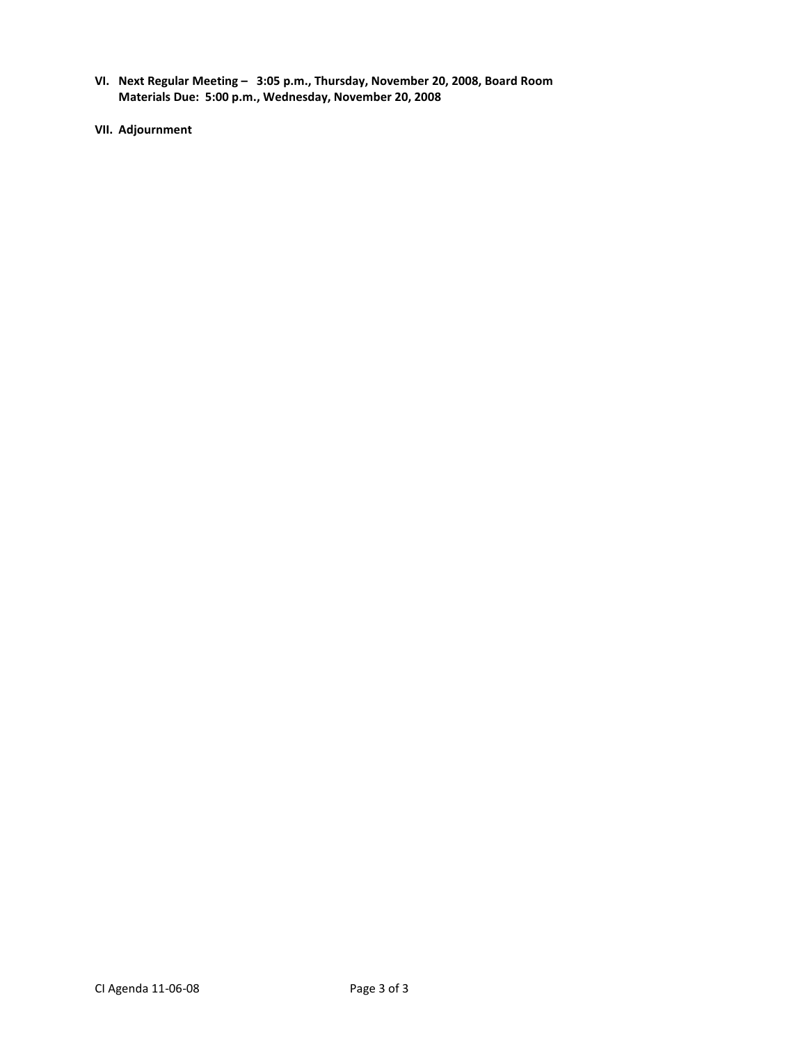**VI. Next Regular Meeting – 3:05 p.m., Thursday, November 20, 2008, Board Room**
**Materials Due: 5:00 p.m., Wednesday, November 20, 2008**

**VII. Adjournment**